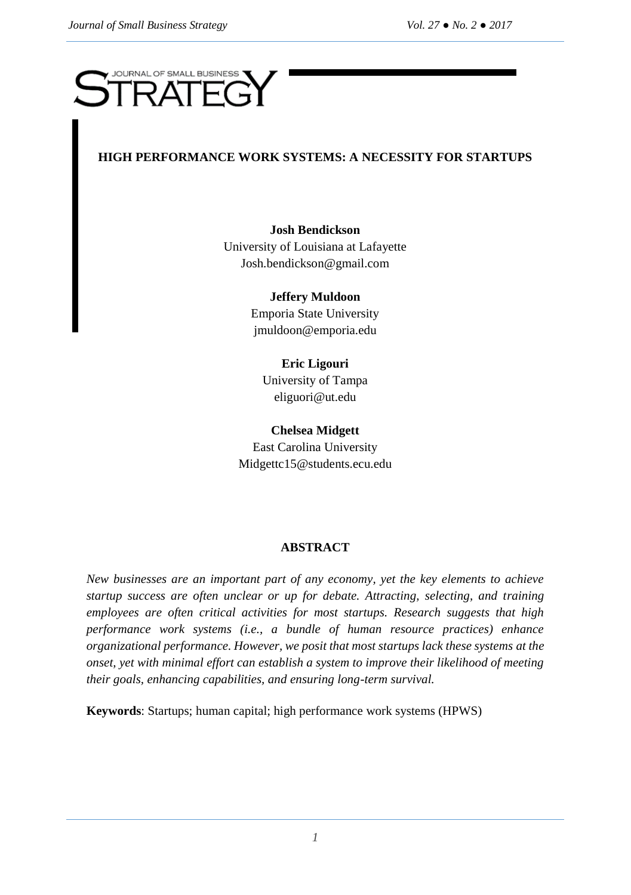# HIGH PERFORMANCE WORK SYSTEMS: A NECESSITY FOR STARTUPS

**Josh Bendickson**
University of Louisiana at Lafayette
Josh.bendickson@gmail.com

**Jeffery Muldoon**
Emporia State University
jmuldoon@emporia.edu

**Eric Ligouri**
University of Tampa
eliguori@ut.edu

**Chelsea Midgett**
East Carolina University
Midgettc15@students.ecu.edu

## ABSTRACT

*New businesses are an important part of any economy, yet the key elements to achieve startup success are often unclear or up for debate. Attracting, selecting, and training employees are often critical activities for most startups. Research suggests that high performance work systems (i.e., a bundle of human resource practices) enhance organizational performance. However, we posit that most startups lack these systems at the onset, yet with minimal effort can establish a system to improve their likelihood of meeting their goals, enhancing capabilities, and ensuring long-term survival.*

**Keywords**: Startups; human capital; high performance work systems (HPWS)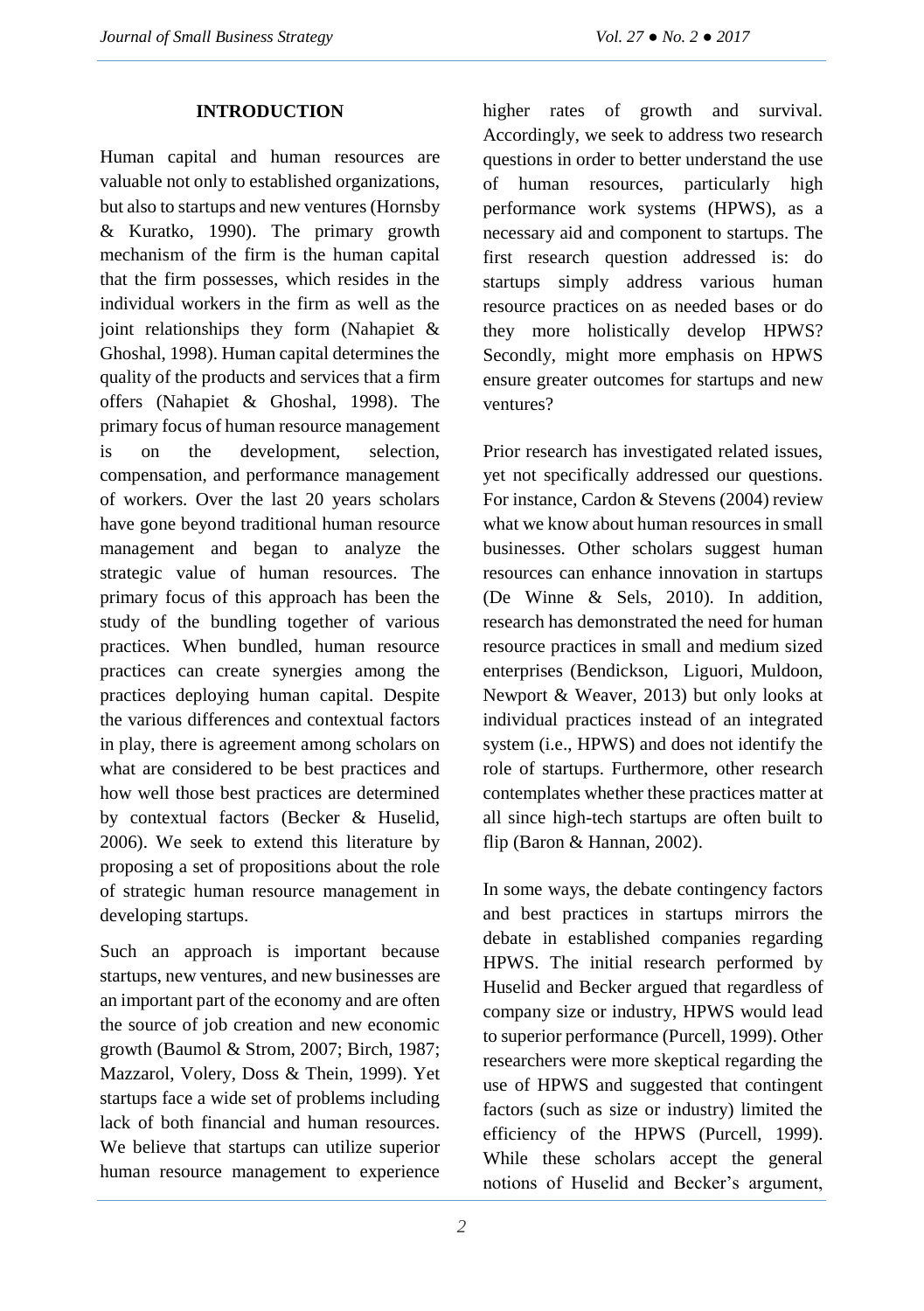## INTRODUCTION

Human capital and human resources are valuable not only to established organizations, but also to startups and new ventures (Hornsby & Kuratko, 1990). The primary growth mechanism of the firm is the human capital that the firm possesses, which resides in the individual workers in the firm as well as the joint relationships they form (Nahapiet & Ghoshal, 1998). Human capital determines the quality of the products and services that a firm offers (Nahapiet & Ghoshal, 1998). The primary focus of human resource management is on the development, selection, compensation, and performance management of workers. Over the last 20 years scholars have gone beyond traditional human resource management and began to analyze the strategic value of human resources. The primary focus of this approach has been the study of the bundling together of various practices. When bundled, human resource practices can create synergies among the practices deploying human capital. Despite the various differences and contextual factors in play, there is agreement among scholars on what are considered to be best practices and how well those best practices are determined by contextual factors (Becker & Huselid, 2006). We seek to extend this literature by proposing a set of propositions about the role of strategic human resource management in developing startups.

Such an approach is important because startups, new ventures, and new businesses are an important part of the economy and are often the source of job creation and new economic growth (Baumol & Strom, 2007; Birch, 1987; Mazzarol, Volery, Doss & Thein, 1999). Yet startups face a wide set of problems including lack of both financial and human resources. We believe that startups can utilize superior human resource management to experience higher rates of growth and survival. Accordingly, we seek to address two research questions in order to better understand the use of human resources, particularly high performance work systems (HPWS), as a necessary aid and component to startups. The first research question addressed is: do startups simply address various human resource practices on as needed bases or do they more holistically develop HPWS? Secondly, might more emphasis on HPWS ensure greater outcomes for startups and new ventures?

Prior research has investigated related issues, yet not specifically addressed our questions. For instance, Cardon & Stevens (2004) review what we know about human resources in small businesses. Other scholars suggest human resources can enhance innovation in startups (De Winne & Sels, 2010). In addition, research has demonstrated the need for human resource practices in small and medium sized enterprises (Bendickson, Liguori, Muldoon, Newport & Weaver, 2013) but only looks at individual practices instead of an integrated system (i.e., HPWS) and does not identify the role of startups. Furthermore, other research contemplates whether these practices matter at all since high-tech startups are often built to flip (Baron & Hannan, 2002).

In some ways, the debate contingency factors and best practices in startups mirrors the debate in established companies regarding HPWS. The initial research performed by Huselid and Becker argued that regardless of company size or industry, HPWS would lead to superior performance (Purcell, 1999). Other researchers were more skeptical regarding the use of HPWS and suggested that contingent factors (such as size or industry) limited the efficiency of the HPWS (Purcell, 1999). While these scholars accept the general notions of Huselid and Becker's argument,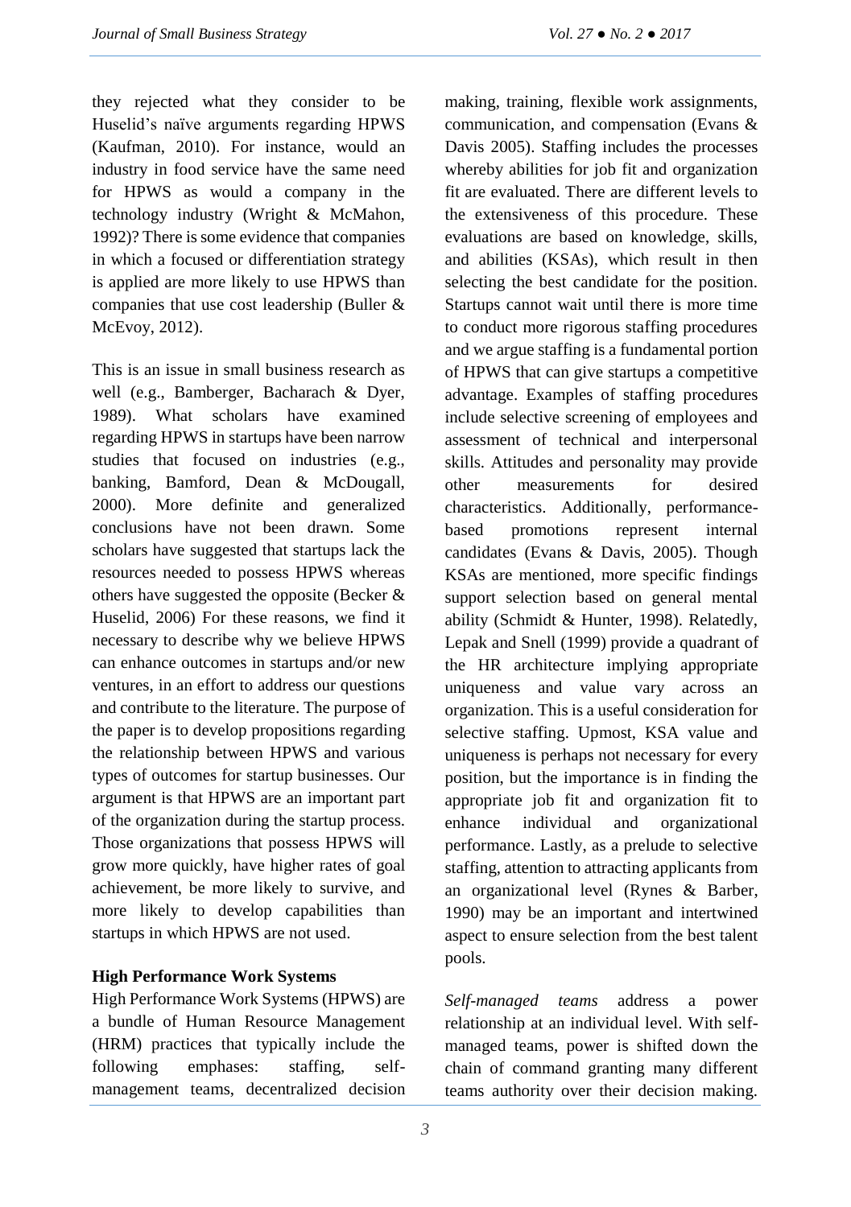they rejected what they consider to be Huselid's naïve arguments regarding HPWS (Kaufman, 2010). For instance, would an industry in food service have the same need for HPWS as would a company in the technology industry (Wright & McMahon, 1992)? There is some evidence that companies in which a focused or differentiation strategy is applied are more likely to use HPWS than companies that use cost leadership (Buller & McEvoy, 2012).

This is an issue in small business research as well (e.g., Bamberger, Bacharach & Dyer, 1989). What scholars have examined regarding HPWS in startups have been narrow studies that focused on industries (e.g., banking, Bamford, Dean & McDougall, 2000). More definite and generalized conclusions have not been drawn. Some scholars have suggested that startups lack the resources needed to possess HPWS whereas others have suggested the opposite (Becker & Huselid, 2006) For these reasons, we find it necessary to describe why we believe HPWS can enhance outcomes in startups and/or new ventures, in an effort to address our questions and contribute to the literature. The purpose of the paper is to develop propositions regarding the relationship between HPWS and various types of outcomes for startup businesses. Our argument is that HPWS are an important part of the organization during the startup process. Those organizations that possess HPWS will grow more quickly, have higher rates of goal achievement, be more likely to survive, and more likely to develop capabilities than startups in which HPWS are not used.

## High Performance Work Systems

High Performance Work Systems (HPWS) are a bundle of Human Resource Management (HRM) practices that typically include the following emphases: staffing, self-management teams, decentralized decision making, training, flexible work assignments, communication, and compensation (Evans & Davis 2005). Staffing includes the processes whereby abilities for job fit and organization fit are evaluated. There are different levels to the extensiveness of this procedure. These evaluations are based on knowledge, skills, and abilities (KSAs), which result in then selecting the best candidate for the position. Startups cannot wait until there is more time to conduct more rigorous staffing procedures and we argue staffing is a fundamental portion of HPWS that can give startups a competitive advantage. Examples of staffing procedures include selective screening of employees and assessment of technical and interpersonal skills. Attitudes and personality may provide other measurements for desired characteristics. Additionally, performance-based promotions represent internal candidates (Evans & Davis, 2005). Though KSAs are mentioned, more specific findings support selection based on general mental ability (Schmidt & Hunter, 1998). Relatedly, Lepak and Snell (1999) provide a quadrant of the HR architecture implying appropriate uniqueness and value vary across an organization. This is a useful consideration for selective staffing. Upmost, KSA value and uniqueness is perhaps not necessary for every position, but the importance is in finding the appropriate job fit and organization fit to enhance individual and organizational performance. Lastly, as a prelude to selective staffing, attention to attracting applicants from an organizational level (Rynes & Barber, 1990) may be an important and intertwined aspect to ensure selection from the best talent pools.

*Self-managed teams* address a power relationship at an individual level. With self-managed teams, power is shifted down the chain of command granting many different teams authority over their decision making.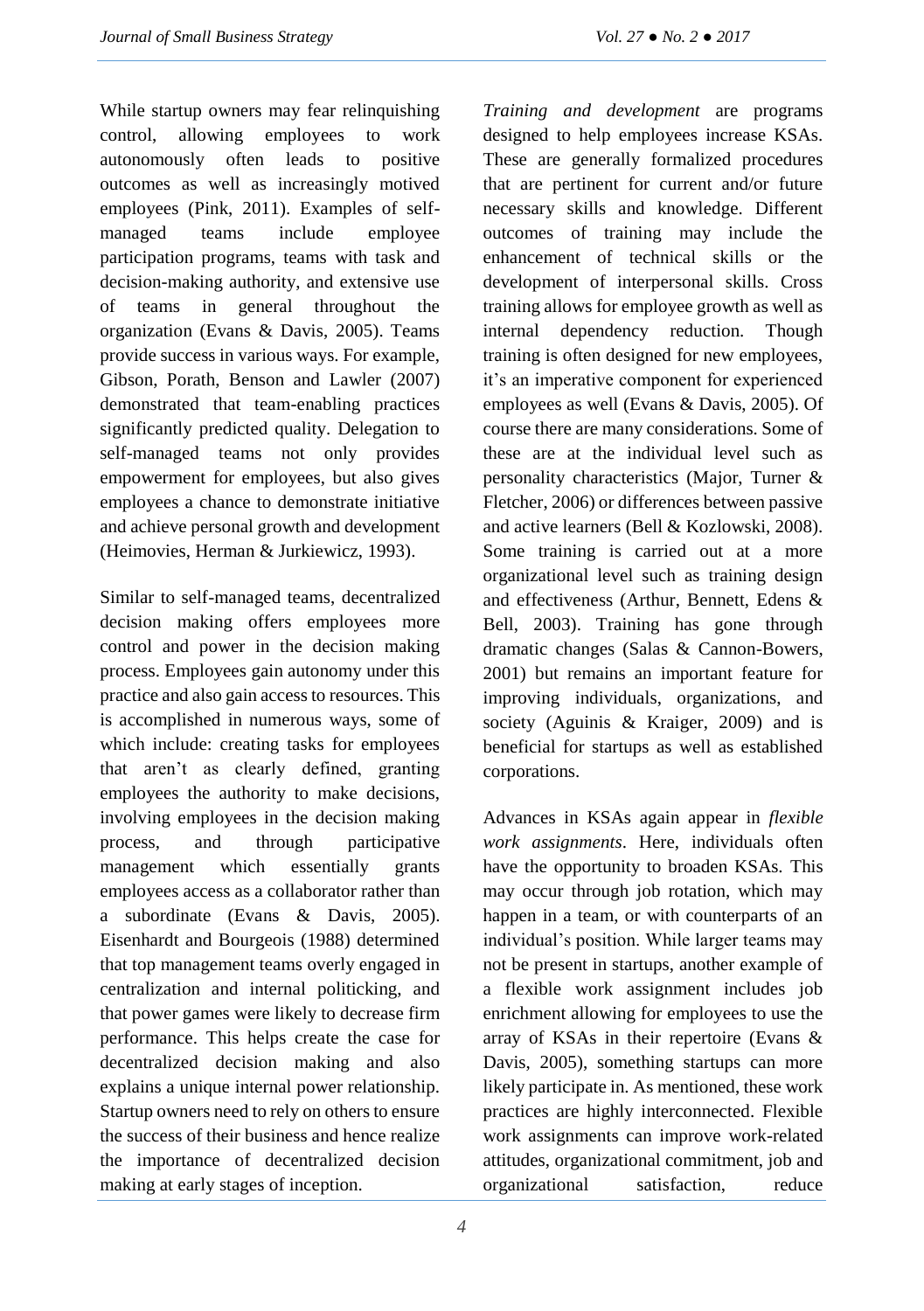While startup owners may fear relinquishing control, allowing employees to work autonomously often leads to positive outcomes as well as increasingly motived employees (Pink, 2011). Examples of self-managed teams include employee participation programs, teams with task and decision-making authority, and extensive use of teams in general throughout the organization (Evans & Davis, 2005). Teams provide success in various ways. For example, Gibson, Porath, Benson and Lawler (2007) demonstrated that team-enabling practices significantly predicted quality. Delegation to self-managed teams not only provides empowerment for employees, but also gives employees a chance to demonstrate initiative and achieve personal growth and development (Heimovies, Herman & Jurkiewicz, 1993).

Similar to self-managed teams, decentralized decision making offers employees more control and power in the decision making process. Employees gain autonomy under this practice and also gain access to resources. This is accomplished in numerous ways, some of which include: creating tasks for employees that aren't as clearly defined, granting employees the authority to make decisions, involving employees in the decision making process, and through participative management which essentially grants employees access as a collaborator rather than a subordinate (Evans & Davis, 2005). Eisenhardt and Bourgeois (1988) determined that top management teams overly engaged in centralization and internal politicking, and that power games were likely to decrease firm performance. This helps create the case for decentralized decision making and also explains a unique internal power relationship. Startup owners need to rely on others to ensure the success of their business and hence realize the importance of decentralized decision making at early stages of inception.

*Training and development* are programs designed to help employees increase KSAs. These are generally formalized procedures that are pertinent for current and/or future necessary skills and knowledge. Different outcomes of training may include the enhancement of technical skills or the development of interpersonal skills. Cross training allows for employee growth as well as internal dependency reduction. Though training is often designed for new employees, it's an imperative component for experienced employees as well (Evans & Davis, 2005). Of course there are many considerations. Some of these are at the individual level such as personality characteristics (Major, Turner & Fletcher, 2006) or differences between passive and active learners (Bell & Kozlowski, 2008). Some training is carried out at a more organizational level such as training design and effectiveness (Arthur, Bennett, Edens & Bell, 2003). Training has gone through dramatic changes (Salas & Cannon-Bowers, 2001) but remains an important feature for improving individuals, organizations, and society (Aguinis & Kraiger, 2009) and is beneficial for startups as well as established corporations.

Advances in KSAs again appear in *flexible work assignments*. Here, individuals often have the opportunity to broaden KSAs. This may occur through job rotation, which may happen in a team, or with counterparts of an individual's position. While larger teams may not be present in startups, another example of a flexible work assignment includes job enrichment allowing for employees to use the array of KSAs in their repertoire (Evans & Davis, 2005), something startups can more likely participate in. As mentioned, these work practices are highly interconnected. Flexible work assignments can improve work-related attitudes, organizational commitment, job and organizational satisfaction, reduce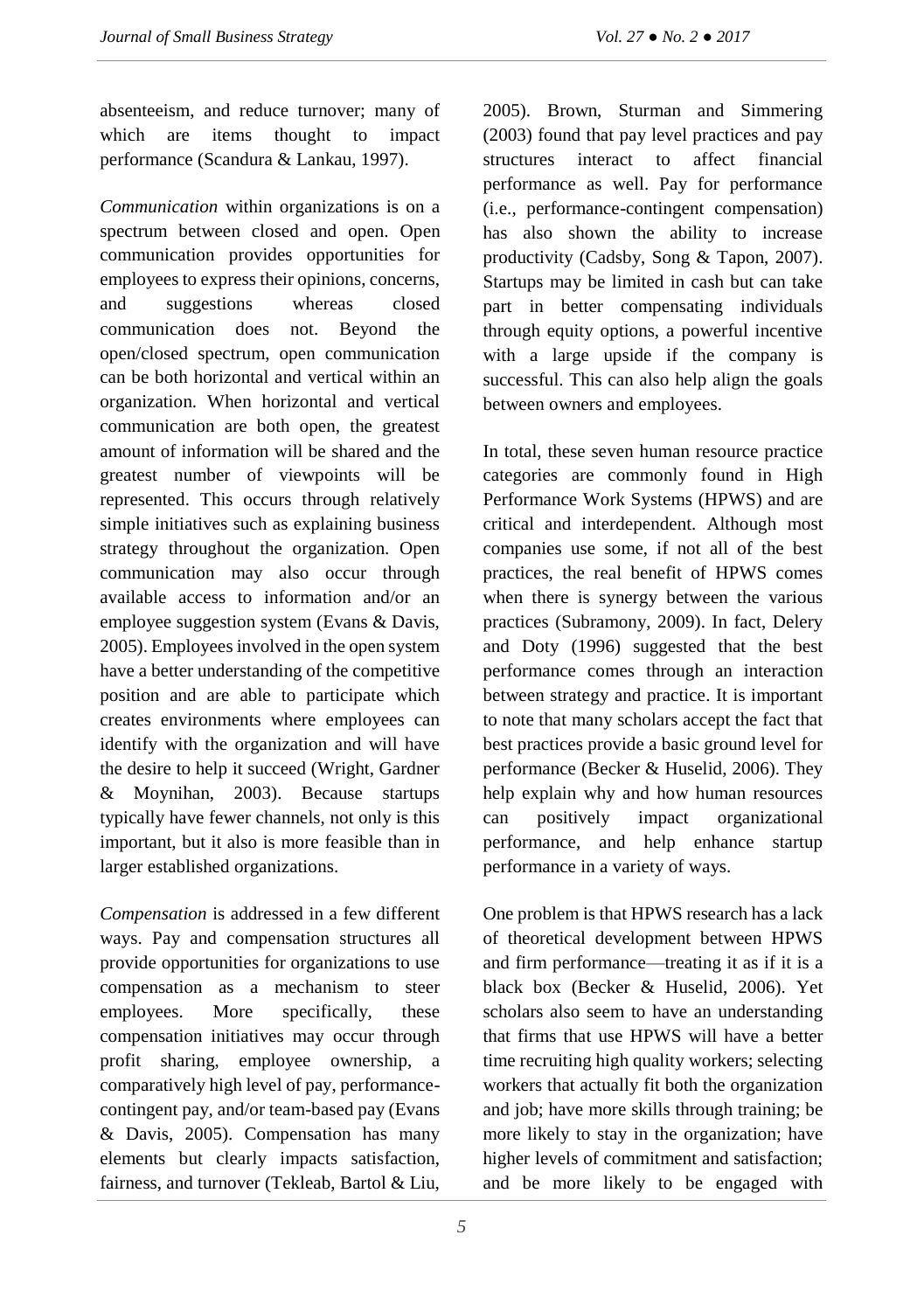absenteeism, and reduce turnover; many of which are items thought to impact performance (Scandura & Lankau, 1997).

*Communication* within organizations is on a spectrum between closed and open. Open communication provides opportunities for employees to express their opinions, concerns, and suggestions whereas closed communication does not. Beyond the open/closed spectrum, open communication can be both horizontal and vertical within an organization. When horizontal and vertical communication are both open, the greatest amount of information will be shared and the greatest number of viewpoints will be represented. This occurs through relatively simple initiatives such as explaining business strategy throughout the organization. Open communication may also occur through available access to information and/or an employee suggestion system (Evans & Davis, 2005). Employees involved in the open system have a better understanding of the competitive position and are able to participate which creates environments where employees can identify with the organization and will have the desire to help it succeed (Wright, Gardner & Moynihan, 2003). Because startups typically have fewer channels, not only is this important, but it also is more feasible than in larger established organizations.

*Compensation* is addressed in a few different ways. Pay and compensation structures all provide opportunities for organizations to use compensation as a mechanism to steer employees. More specifically, these compensation initiatives may occur through profit sharing, employee ownership, a comparatively high level of pay, performance-contingent pay, and/or team-based pay (Evans & Davis, 2005). Compensation has many elements but clearly impacts satisfaction, fairness, and turnover (Tekleab, Bartol & Liu, 2005). Brown, Sturman and Simmering (2003) found that pay level practices and pay structures interact to affect financial performance as well. Pay for performance (i.e., performance-contingent compensation) has also shown the ability to increase productivity (Cadsby, Song & Tapon, 2007). Startups may be limited in cash but can take part in better compensating individuals through equity options, a powerful incentive with a large upside if the company is successful. This can also help align the goals between owners and employees.

In total, these seven human resource practice categories are commonly found in High Performance Work Systems (HPWS) and are critical and interdependent. Although most companies use some, if not all of the best practices, the real benefit of HPWS comes when there is synergy between the various practices (Subramony, 2009). In fact, Delery and Doty (1996) suggested that the best performance comes through an interaction between strategy and practice. It is important to note that many scholars accept the fact that best practices provide a basic ground level for performance (Becker & Huselid, 2006). They help explain why and how human resources can positively impact organizational performance, and help enhance startup performance in a variety of ways.

One problem is that HPWS research has a lack of theoretical development between HPWS and firm performance—treating it as if it is a black box (Becker & Huselid, 2006). Yet scholars also seem to have an understanding that firms that use HPWS will have a better time recruiting high quality workers; selecting workers that actually fit both the organization and job; have more skills through training; be more likely to stay in the organization; have higher levels of commitment and satisfaction; and be more likely to be engaged with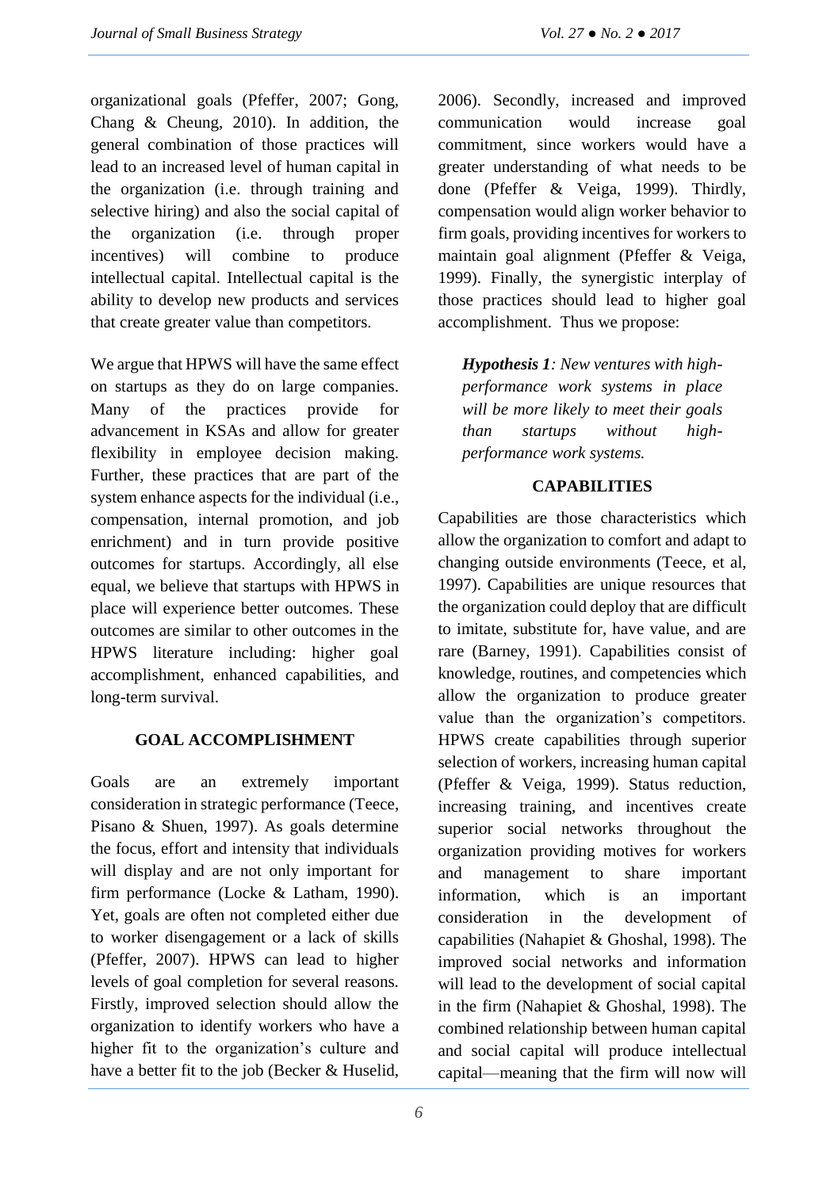organizational goals (Pfeffer, 2007; Gong, Chang & Cheung, 2010). In addition, the general combination of those practices will lead to an increased level of human capital in the organization (i.e. through training and selective hiring) and also the social capital of the organization (i.e. through proper incentives) will combine to produce intellectual capital. Intellectual capital is the ability to develop new products and services that create greater value than competitors.

We argue that HPWS will have the same effect on startups as they do on large companies. Many of the practices provide for advancement in KSAs and allow for greater flexibility in employee decision making. Further, these practices that are part of the system enhance aspects for the individual (i.e., compensation, internal promotion, and job enrichment) and in turn provide positive outcomes for startups. Accordingly, all else equal, we believe that startups with HPWS in place will experience better outcomes. These outcomes are similar to other outcomes in the HPWS literature including: higher goal accomplishment, enhanced capabilities, and long-term survival.

## GOAL ACCOMPLISHMENT

Goals are an extremely important consideration in strategic performance (Teece, Pisano & Shuen, 1997). As goals determine the focus, effort and intensity that individuals will display and are not only important for firm performance (Locke & Latham, 1990). Yet, goals are often not completed either due to worker disengagement or a lack of skills (Pfeffer, 2007). HPWS can lead to higher levels of goal completion for several reasons. Firstly, improved selection should allow the organization to identify workers who have a higher fit to the organization's culture and have a better fit to the job (Becker & Huselid, 2006). Secondly, increased and improved communication would increase goal commitment, since workers would have a greater understanding of what needs to be done (Pfeffer & Veiga, 1999). Thirdly, compensation would align worker behavior to firm goals, providing incentives for workers to maintain goal alignment (Pfeffer & Veiga, 1999). Finally, the synergistic interplay of those practices should lead to higher goal accomplishment. Thus we propose:

> ***Hypothesis 1****: New ventures with high-performance work systems in place will be more likely to meet their goals than startups without high-performance work systems.*

## CAPABILITIES

Capabilities are those characteristics which allow the organization to comfort and adapt to changing outside environments (Teece, et al, 1997). Capabilities are unique resources that the organization could deploy that are difficult to imitate, substitute for, have value, and are rare (Barney, 1991). Capabilities consist of knowledge, routines, and competencies which allow the organization to produce greater value than the organization's competitors. HPWS create capabilities through superior selection of workers, increasing human capital (Pfeffer & Veiga, 1999). Status reduction, increasing training, and incentives create superior social networks throughout the organization providing motives for workers and management to share important information, which is an important consideration in the development of capabilities (Nahapiet & Ghoshal, 1998). The improved social networks and information will lead to the development of social capital in the firm (Nahapiet & Ghoshal, 1998). The combined relationship between human capital and social capital will produce intellectual capital—meaning that the firm will now will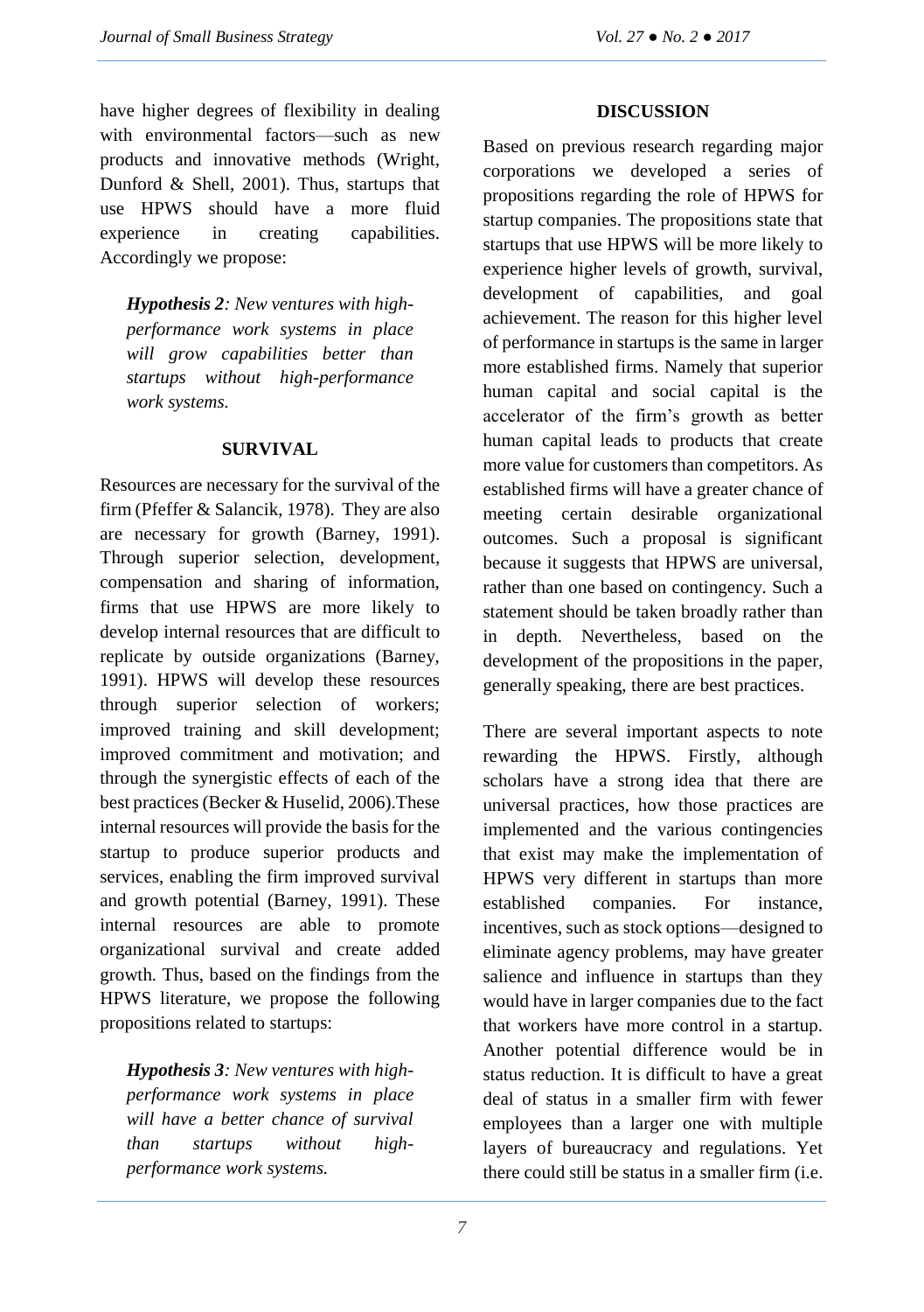have higher degrees of flexibility in dealing with environmental factors—such as new products and innovative methods (Wright, Dunford & Shell, 2001). Thus, startups that use HPWS should have a more fluid experience in creating capabilities. Accordingly we propose:

> ***Hypothesis 2**: New ventures with high-performance work systems in place will grow capabilities better than startups without high-performance work systems.*

## SURVIVAL

Resources are necessary for the survival of the firm (Pfeffer & Salancik, 1978). They are also are necessary for growth (Barney, 1991). Through superior selection, development, compensation and sharing of information, firms that use HPWS are more likely to develop internal resources that are difficult to replicate by outside organizations (Barney, 1991). HPWS will develop these resources through superior selection of workers; improved training and skill development; improved commitment and motivation; and through the synergistic effects of each of the best practices (Becker & Huselid, 2006).These internal resources will provide the basis for the startup to produce superior products and services, enabling the firm improved survival and growth potential (Barney, 1991). These internal resources are able to promote organizational survival and create added growth. Thus, based on the findings from the HPWS literature, we propose the following propositions related to startups:

> ***Hypothesis 3**: New ventures with high-performance work systems in place will have a better chance of survival than startups without high-performance work systems.*

## DISCUSSION

Based on previous research regarding major corporations we developed a series of propositions regarding the role of HPWS for startup companies. The propositions state that startups that use HPWS will be more likely to experience higher levels of growth, survival, development of capabilities, and goal achievement. The reason for this higher level of performance in startups is the same in larger more established firms. Namely that superior human capital and social capital is the accelerator of the firm's growth as better human capital leads to products that create more value for customers than competitors. As established firms will have a greater chance of meeting certain desirable organizational outcomes. Such a proposal is significant because it suggests that HPWS are universal, rather than one based on contingency. Such a statement should be taken broadly rather than in depth. Nevertheless, based on the development of the propositions in the paper, generally speaking, there are best practices.

There are several important aspects to note rewarding the HPWS. Firstly, although scholars have a strong idea that there are universal practices, how those practices are implemented and the various contingencies that exist may make the implementation of HPWS very different in startups than more established companies. For instance, incentives, such as stock options—designed to eliminate agency problems, may have greater salience and influence in startups than they would have in larger companies due to the fact that workers have more control in a startup. Another potential difference would be in status reduction. It is difficult to have a great deal of status in a smaller firm with fewer employees than a larger one with multiple layers of bureaucracy and regulations. Yet there could still be status in a smaller firm (i.e.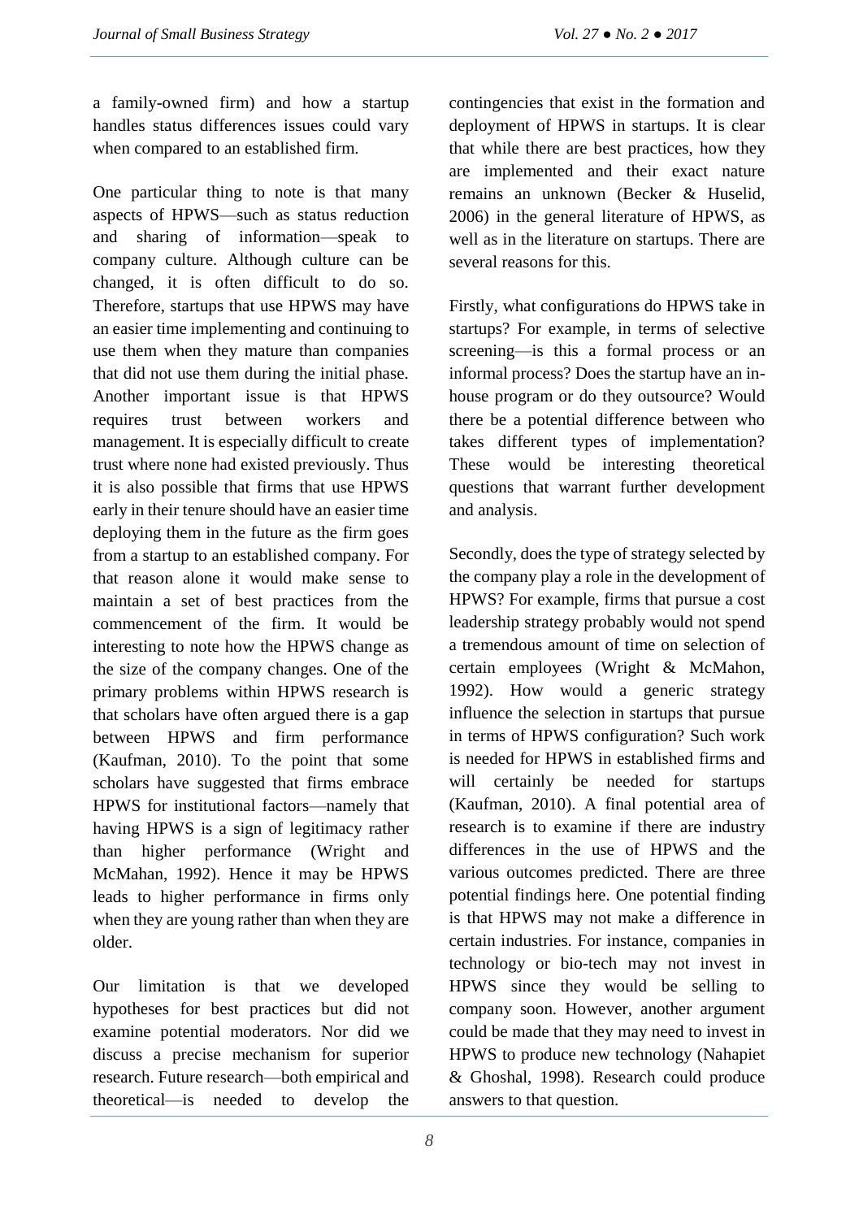a family-owned firm) and how a startup handles status differences issues could vary when compared to an established firm.

One particular thing to note is that many aspects of HPWS—such as status reduction and sharing of information—speak to company culture. Although culture can be changed, it is often difficult to do so. Therefore, startups that use HPWS may have an easier time implementing and continuing to use them when they mature than companies that did not use them during the initial phase. Another important issue is that HPWS requires trust between workers and management. It is especially difficult to create trust where none had existed previously. Thus it is also possible that firms that use HPWS early in their tenure should have an easier time deploying them in the future as the firm goes from a startup to an established company. For that reason alone it would make sense to maintain a set of best practices from the commencement of the firm. It would be interesting to note how the HPWS change as the size of the company changes. One of the primary problems within HPWS research is that scholars have often argued there is a gap between HPWS and firm performance (Kaufman, 2010). To the point that some scholars have suggested that firms embrace HPWS for institutional factors—namely that having HPWS is a sign of legitimacy rather than higher performance (Wright and McMahan, 1992). Hence it may be HPWS leads to higher performance in firms only when they are young rather than when they are older.

Our limitation is that we developed hypotheses for best practices but did not examine potential moderators. Nor did we discuss a precise mechanism for superior research. Future research—both empirical and theoretical—is needed to develop the contingencies that exist in the formation and deployment of HPWS in startups. It is clear that while there are best practices, how they are implemented and their exact nature remains an unknown (Becker & Huselid, 2006) in the general literature of HPWS, as well as in the literature on startups. There are several reasons for this.

Firstly, what configurations do HPWS take in startups? For example, in terms of selective screening—is this a formal process or an informal process? Does the startup have an in-house program or do they outsource? Would there be a potential difference between who takes different types of implementation? These would be interesting theoretical questions that warrant further development and analysis.

Secondly, does the type of strategy selected by the company play a role in the development of HPWS? For example, firms that pursue a cost leadership strategy probably would not spend a tremendous amount of time on selection of certain employees (Wright & McMahon, 1992). How would a generic strategy influence the selection in startups that pursue in terms of HPWS configuration? Such work is needed for HPWS in established firms and will certainly be needed for startups (Kaufman, 2010). A final potential area of research is to examine if there are industry differences in the use of HPWS and the various outcomes predicted. There are three potential findings here. One potential finding is that HPWS may not make a difference in certain industries. For instance, companies in technology or bio-tech may not invest in HPWS since they would be selling to company soon. However, another argument could be made that they may need to invest in HPWS to produce new technology (Nahapiet & Ghoshal, 1998). Research could produce answers to that question.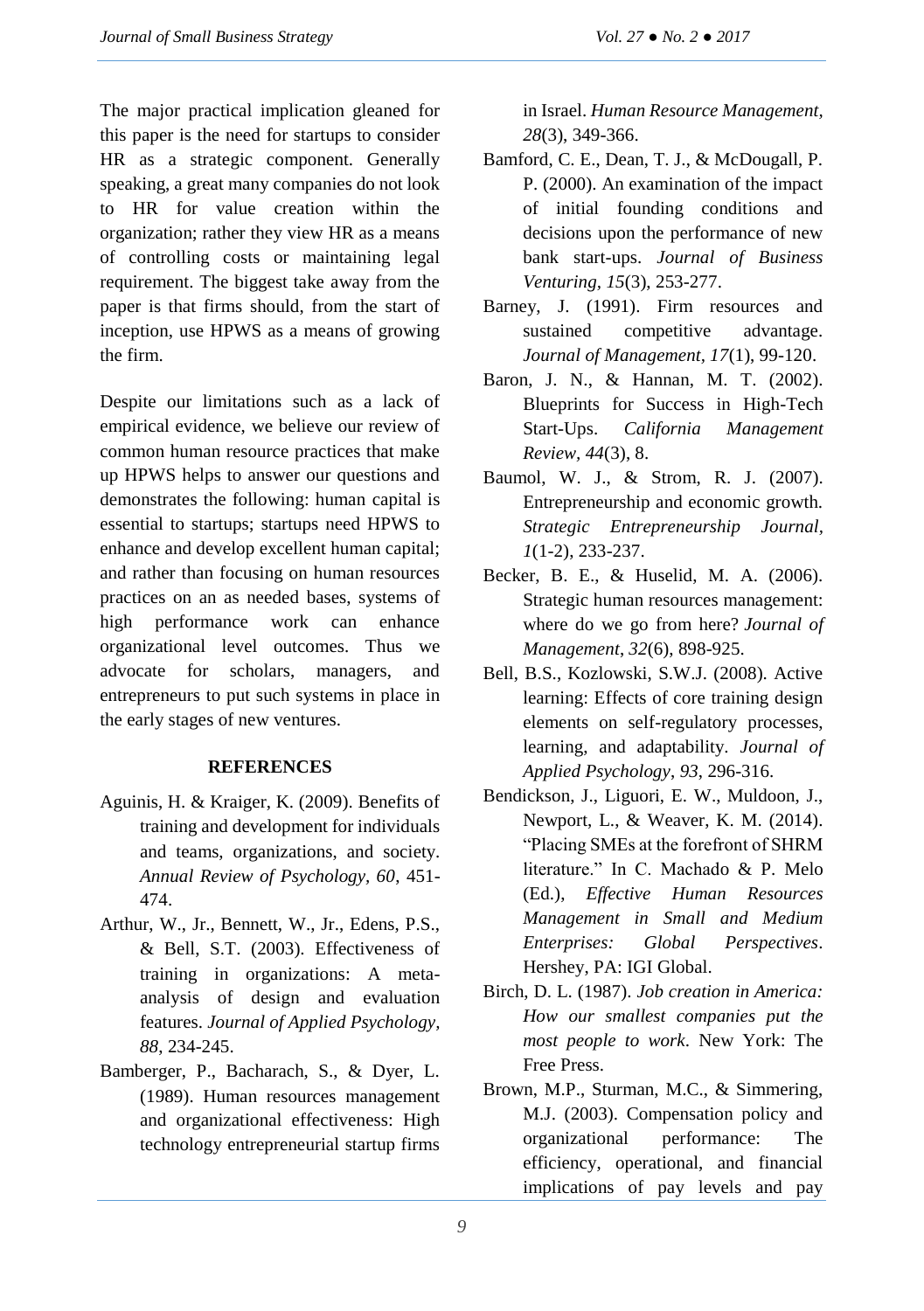The major practical implication gleaned for this paper is the need for startups to consider HR as a strategic component. Generally speaking, a great many companies do not look to HR for value creation within the organization; rather they view HR as a means of controlling costs or maintaining legal requirement. The biggest take away from the paper is that firms should, from the start of inception, use HPWS as a means of growing the firm.

Despite our limitations such as a lack of empirical evidence, we believe our review of common human resource practices that make up HPWS helps to answer our questions and demonstrates the following: human capital is essential to startups; startups need HPWS to enhance and develop excellent human capital; and rather than focusing on human resources practices on an as needed bases, systems of high performance work can enhance organizational level outcomes. Thus we advocate for scholars, managers, and entrepreneurs to put such systems in place in the early stages of new ventures.

## REFERENCES

Aguinis, H. & Kraiger, K. (2009). Benefits of training and development for individuals and teams, organizations, and society. *Annual Review of Psychology, 60*, 451-474.

Arthur, W., Jr., Bennett, W., Jr., Edens, P.S., & Bell, S.T. (2003). Effectiveness of training in organizations: A meta-analysis of design and evaluation features. *Journal of Applied Psychology, 88*, 234-245.

Bamberger, P., Bacharach, S., & Dyer, L. (1989). Human resources management and organizational effectiveness: High technology entrepreneurial startup firms in Israel. *Human Resource Management, 28*(3), 349-366.

Bamford, C. E., Dean, T. J., & McDougall, P. P. (2000). An examination of the impact of initial founding conditions and decisions upon the performance of new bank start-ups. *Journal of Business Venturing*, *15*(3), 253-277.

Barney, J. (1991). Firm resources and sustained competitive advantage. *Journal of Management*, *17*(1), 99-120.

Baron, J. N., & Hannan, M. T. (2002). Blueprints for Success in High-Tech Start-Ups. *California Management Review*, *44*(3), 8.

Baumol, W. J., & Strom, R. J. (2007). Entrepreneurship and economic growth. *Strategic Entrepreneurship Journal*, *1*(1-2), 233-237.

Becker, B. E., & Huselid, M. A. (2006). Strategic human resources management: where do we go from here? *Journal of Management*, *32*(6), 898-925.

Bell, B.S., Kozlowski, S.W.J. (2008). Active learning: Effects of core training design elements on self-regulatory processes, learning, and adaptability. *Journal of Applied Psychology*, *93*, 296-316.

Bendickson, J., Liguori, E. W., Muldoon, J., Newport, L., & Weaver, K. M. (2014). "Placing SMEs at the forefront of SHRM literature." In C. Machado & P. Melo (Ed.), *Effective Human Resources Management in Small and Medium Enterprises: Global Perspectives*. Hershey, PA: IGI Global.

Birch, D. L. (1987). *Job creation in America: How our smallest companies put the most people to work*. New York: The Free Press.

Brown, M.P., Sturman, M.C., & Simmering, M.J. (2003). Compensation policy and organizational performance: The efficiency, operational, and financial implications of pay levels and pay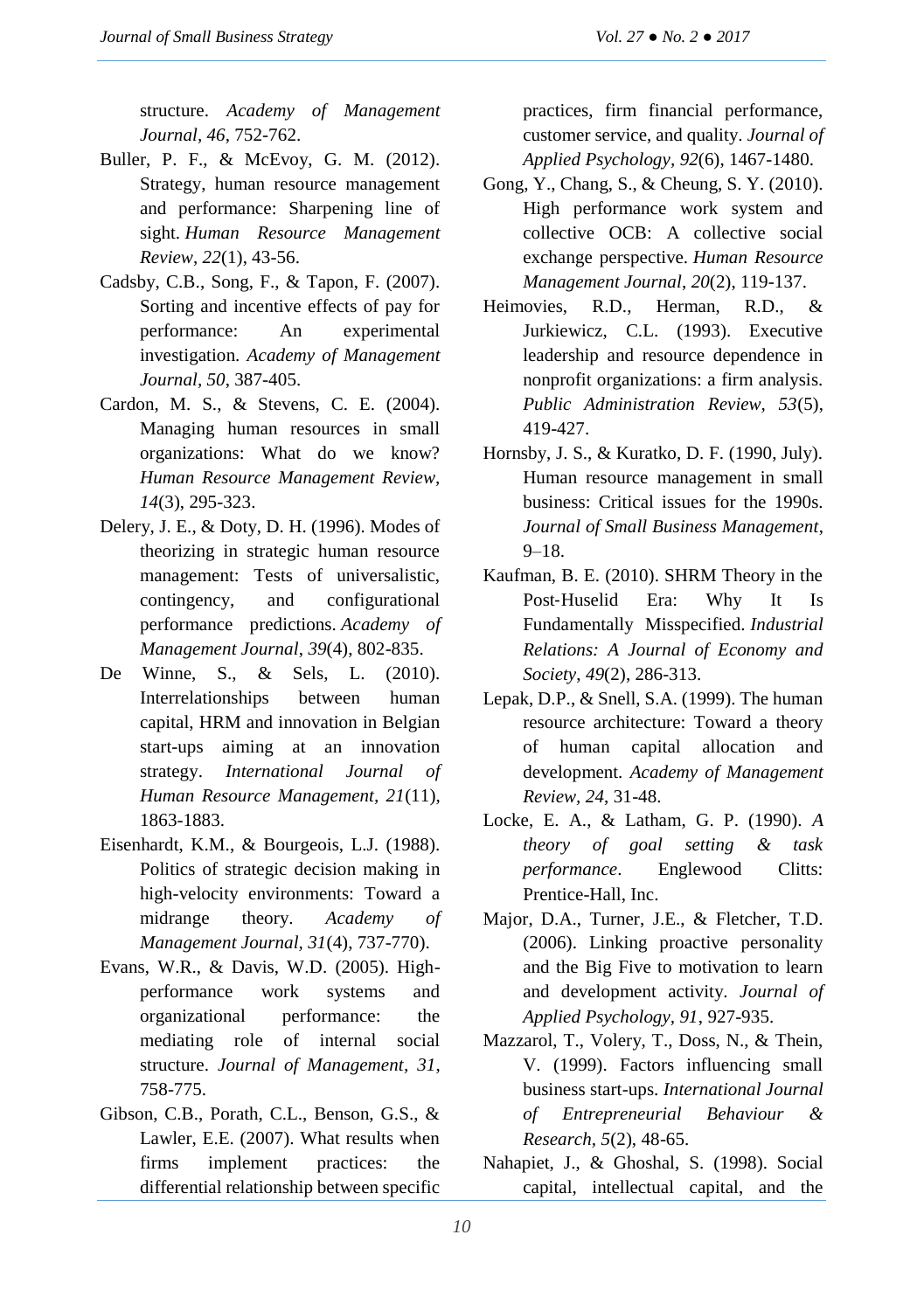structure. *Academy of Management Journal, 46*, 752-762.

Buller, P. F., & McEvoy, G. M. (2012). Strategy, human resource management and performance: Sharpening line of sight. *Human Resource Management Review*, *22*(1), 43-56.

Cadsby, C.B., Song, F., & Tapon, F. (2007). Sorting and incentive effects of pay for performance: An experimental investigation. *Academy of Management Journal, 50*, 387-405.

Cardon, M. S., & Stevens, C. E. (2004). Managing human resources in small organizations: What do we know? *Human Resource Management Review, 14*(3), 295-323.

Delery, J. E., & Doty, D. H. (1996). Modes of theorizing in strategic human resource management: Tests of universalistic, contingency, and configurational performance predictions. *Academy of Management Journal*, *39*(4), 802-835.

De Winne, S., & Sels, L. (2010). Interrelationships between human capital, HRM and innovation in Belgian start-ups aiming at an innovation strategy. *International Journal of Human Resource Management, 21*(11), 1863-1883.

Eisenhardt, K.M., & Bourgeois, L.J. (1988). Politics of strategic decision making in high-velocity environments: Toward a midrange theory. *Academy of Management Journal, 31*(4), 737-770).

Evans, W.R., & Davis, W.D. (2005). High-performance work systems and organizational performance: the mediating role of internal social structure. *Journal of Management*, *31*, 758-775.

Gibson, C.B., Porath, C.L., Benson, G.S., & Lawler, E.E. (2007). What results when firms implement practices: the differential relationship between specific practices, firm financial performance, customer service, and quality. *Journal of Applied Psychology*, *92*(6), 1467-1480.

Gong, Y., Chang, S., & Cheung, S. Y. (2010). High performance work system and collective OCB: A collective social exchange perspective. *Human Resource Management Journal*, *20*(2), 119-137.

Heimovies, R.D., Herman, R.D., & Jurkiewicz, C.L. (1993). Executive leadership and resource dependence in nonprofit organizations: a firm analysis. *Public Administration Review, 53*(5), 419-427.

Hornsby, J. S., & Kuratko, D. F. (1990, July). Human resource management in small business: Critical issues for the 1990s. *Journal of Small Business Management*, 9–18.

Kaufman, B. E. (2010). SHRM Theory in the Post-Huselid Era: Why It Is Fundamentally Misspecified. *Industrial Relations: A Journal of Economy and Society*, *49*(2), 286-313.

Lepak, D.P., & Snell, S.A. (1999). The human resource architecture: Toward a theory of human capital allocation and development. *Academy of Management Review, 24*, 31-48.

Locke, E. A., & Latham, G. P. (1990). *A theory of goal setting & task performance*. Englewood Clitts: Prentice-Hall, Inc.

Major, D.A., Turner, J.E., & Fletcher, T.D. (2006). Linking proactive personality and the Big Five to motivation to learn and development activity. *Journal of Applied Psychology, 91*, 927-935.

Mazzarol, T., Volery, T., Doss, N., & Thein, V. (1999). Factors influencing small business start-ups. *International Journal of Entrepreneurial Behaviour & Research, 5*(2), 48-65.

Nahapiet, J., & Ghoshal, S. (1998). Social capital, intellectual capital, and the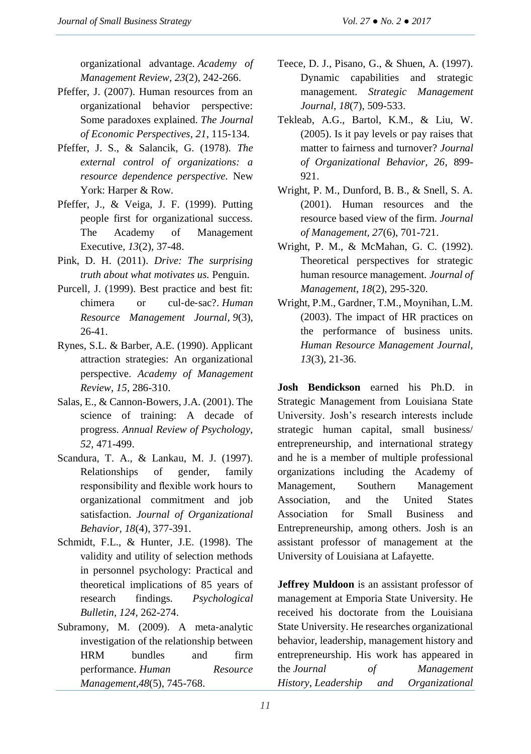organizational advantage. *Academy of Management Review*, *23*(2), 242-266.

Pfeffer, J. (2007). Human resources from an organizational behavior perspective: Some paradoxes explained. *The Journal of Economic Perspectives*, *21*, 115-134.

Pfeffer, J. S., & Salancik, G. (1978). *The external control of organizations: a resource dependence perspective.* New York: Harper & Row.

Pfeffer, J., & Veiga, J. F. (1999). Putting people first for organizational success. The Academy of Management Executive, *13*(2), 37-48.

Pink, D. H. (2011). *Drive: The surprising truth about what motivates us.* Penguin.

Purcell, J. (1999). Best practice and best fit: chimera or cul‐de‐sac?. *Human Resource Management Journal*, *9*(3), 26-41.

Rynes, S.L. & Barber, A.E. (1990). Applicant attraction strategies: An organizational perspective. *Academy of Management Review*, *15*, 286-310.

Salas, E., & Cannon-Bowers, J.A. (2001). The science of training: A decade of progress. *Annual Review of Psychology, 52*, 471-499.

Scandura, T. A., & Lankau, M. J. (1997). Relationships of gender, family responsibility and flexible work hours to organizational commitment and job satisfaction. *Journal of Organizational Behavior, 18*(4), 377-391.

Schmidt, F.L., & Hunter, J.E. (1998). The validity and utility of selection methods in personnel psychology: Practical and theoretical implications of 85 years of research findings. *Psychological Bulletin, 124*, 262-274.

Subramony, M. (2009). A meta‐analytic investigation of the relationship between HRM bundles and firm performance. *Human Resource Management*,*48*(5), 745-768.

Teece, D. J., Pisano, G., & Shuen, A. (1997). Dynamic capabilities and strategic management. *Strategic Management Journal, 18*(7), 509-533.

Tekleab, A.G., Bartol, K.M., & Liu, W. (2005). Is it pay levels or pay raises that matter to fairness and turnover? *Journal of Organizational Behavior, 26*, 899-921.

Wright, P. M., Dunford, B. B., & Snell, S. A. (2001). Human resources and the resource based view of the firm. *Journal of Management*, *27*(6), 701-721.

Wright, P. M., & McMahan, G. C. (1992). Theoretical perspectives for strategic human resource management. *Journal of Management*, *18*(2), 295-320.

Wright, P.M., Gardner, T.M., Moynihan, L.M. (2003). The impact of HR practices on the performance of business units. *Human Resource Management Journal, 13*(3), 21-36.

**Josh Bendickson** earned his Ph.D. in Strategic Management from Louisiana State University. Josh's research interests include strategic human capital, small business/ entrepreneurship, and international strategy and he is a member of multiple professional organizations including the Academy of Management, Southern Management Association, and the United States Association for Small Business and Entrepreneurship, among others. Josh is an assistant professor of management at the University of Louisiana at Lafayette.

**Jeffrey Muldoon** is an assistant professor of management at Emporia State University. He received his doctorate from the Louisiana State University. He researches organizational behavior, leadership, management history and entrepreneurship. His work has appeared in the *Journal of Management History*, *Leadership and Organizational*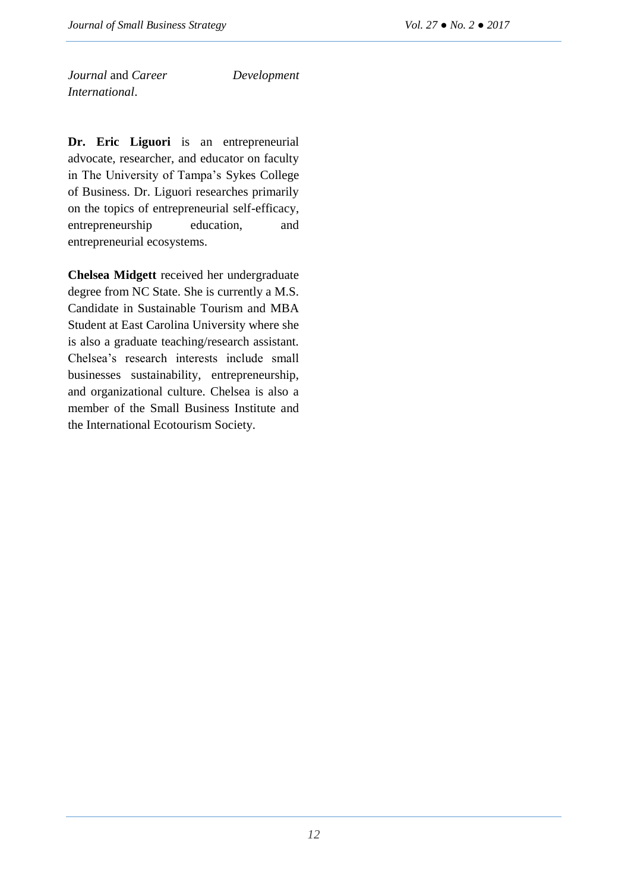*Journal* and *Career Development International*.

**Dr. Eric Liguori** is an entrepreneurial advocate, researcher, and educator on faculty in The University of Tampa's Sykes College of Business. Dr. Liguori researches primarily on the topics of entrepreneurial self-efficacy, entrepreneurship education, and entrepreneurial ecosystems.

**Chelsea Midgett** received her undergraduate degree from NC State. She is currently a M.S. Candidate in Sustainable Tourism and MBA Student at East Carolina University where she is also a graduate teaching/research assistant. Chelsea's research interests include small businesses sustainability, entrepreneurship, and organizational culture. Chelsea is also a member of the Small Business Institute and the International Ecotourism Society.